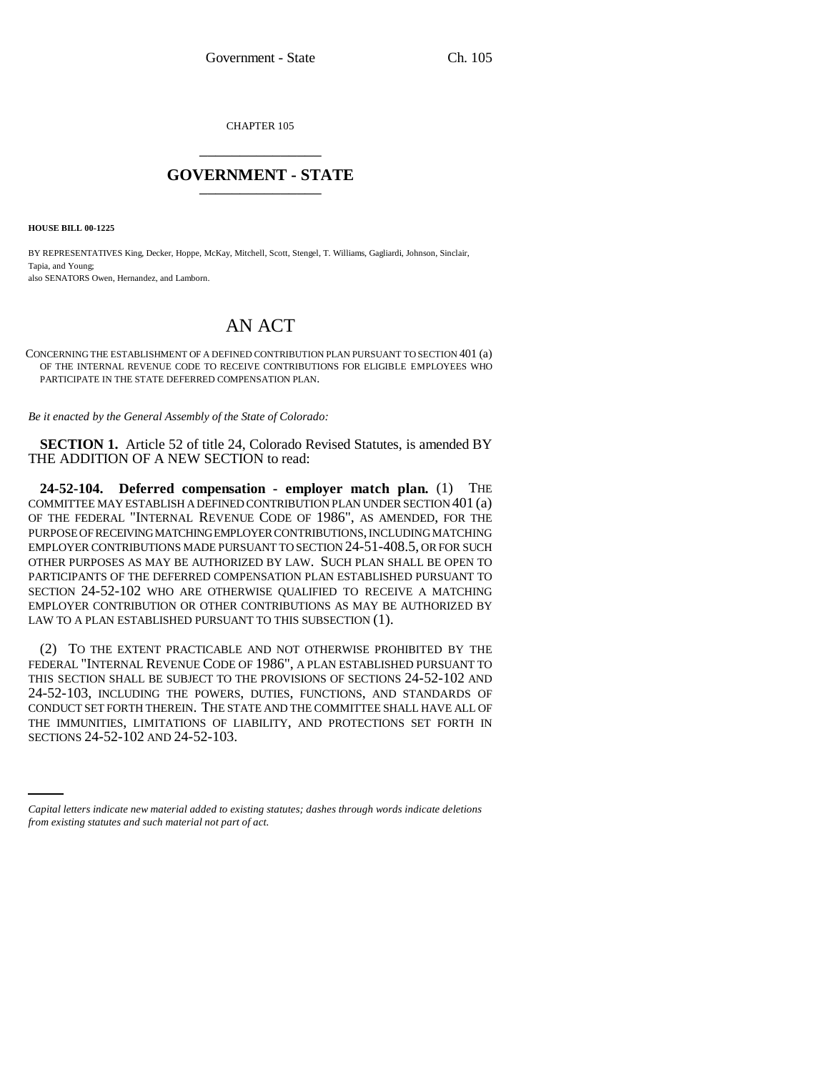CHAPTER 105

# GOVERNMENT - STATE

**HOUSE BILL 00-1225**

BY REPRESENTATIVES King, Decker, Hoppe, McKay, Mitchell, Scott, Stengel, T. Williams, Gagliardi, Johnson, Sinclair, Tapia, and Young;
also SENATORS Owen, Hernandez, and Lamborn.

## AN ACT

CONCERNING THE ESTABLISHMENT OF A DEFINED CONTRIBUTION PLAN PURSUANT TO SECTION 401 (a) OF THE INTERNAL REVENUE CODE TO RECEIVE CONTRIBUTIONS FOR ELIGIBLE EMPLOYEES WHO PARTICIPATE IN THE STATE DEFERRED COMPENSATION PLAN.

*Be it enacted by the General Assembly of the State of Colorado:*

**SECTION 1.** Article 52 of title 24, Colorado Revised Statutes, is amended BY THE ADDITION OF A NEW SECTION to read:

**24-52-104. Deferred compensation - employer match plan.** (1) THE COMMITTEE MAY ESTABLISH A DEFINED CONTRIBUTION PLAN UNDER SECTION 401 (a) OF THE FEDERAL "INTERNAL REVENUE CODE OF 1986", AS AMENDED, FOR THE PURPOSE OF RECEIVING MATCHING EMPLOYER CONTRIBUTIONS, INCLUDING MATCHING EMPLOYER CONTRIBUTIONS MADE PURSUANT TO SECTION 24-51-408.5, OR FOR SUCH OTHER PURPOSES AS MAY BE AUTHORIZED BY LAW. SUCH PLAN SHALL BE OPEN TO PARTICIPANTS OF THE DEFERRED COMPENSATION PLAN ESTABLISHED PURSUANT TO SECTION 24-52-102 WHO ARE OTHERWISE QUALIFIED TO RECEIVE A MATCHING EMPLOYER CONTRIBUTION OR OTHER CONTRIBUTIONS AS MAY BE AUTHORIZED BY LAW TO A PLAN ESTABLISHED PURSUANT TO THIS SUBSECTION (1).

(2) TO THE EXTENT PRACTICABLE AND NOT OTHERWISE PROHIBITED BY THE FEDERAL "INTERNAL REVENUE CODE OF 1986", A PLAN ESTABLISHED PURSUANT TO THIS SECTION SHALL BE SUBJECT TO THE PROVISIONS OF SECTIONS 24-52-102 AND 24-52-103, INCLUDING THE POWERS, DUTIES, FUNCTIONS, AND STANDARDS OF CONDUCT SET FORTH THEREIN. THE STATE AND THE COMMITTEE SHALL HAVE ALL OF THE IMMUNITIES, LIMITATIONS OF LIABILITY, AND PROTECTIONS SET FORTH IN SECTIONS 24-52-102 AND 24-52-103.

*Capital letters indicate new material added to existing statutes; dashes through words indicate deletions from existing statutes and such material not part of act.*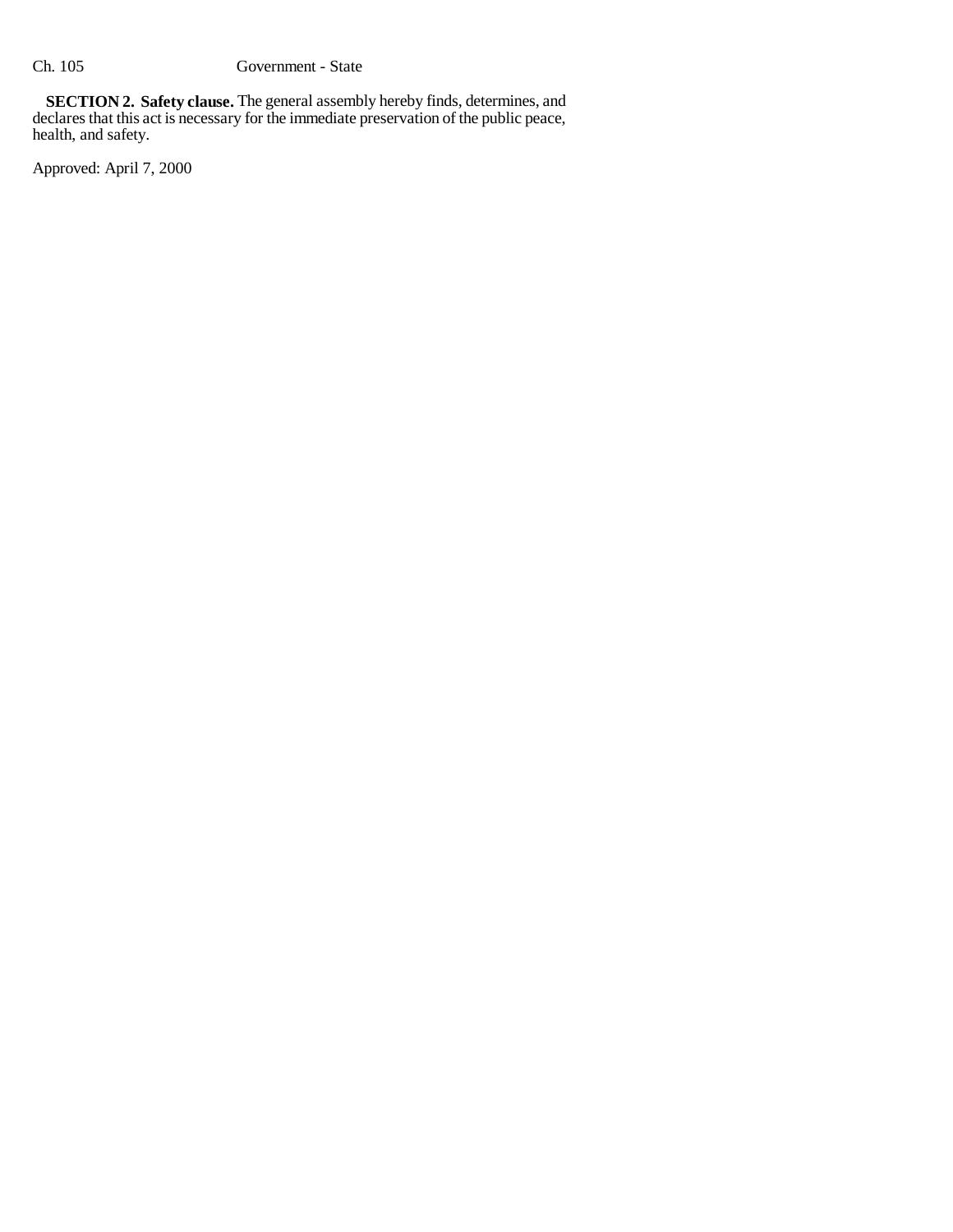**SECTION 2. Safety clause.** The general assembly hereby finds, determines, and declares that this act is necessary for the immediate preservation of the public peace, health, and safety.

Approved: April 7, 2000